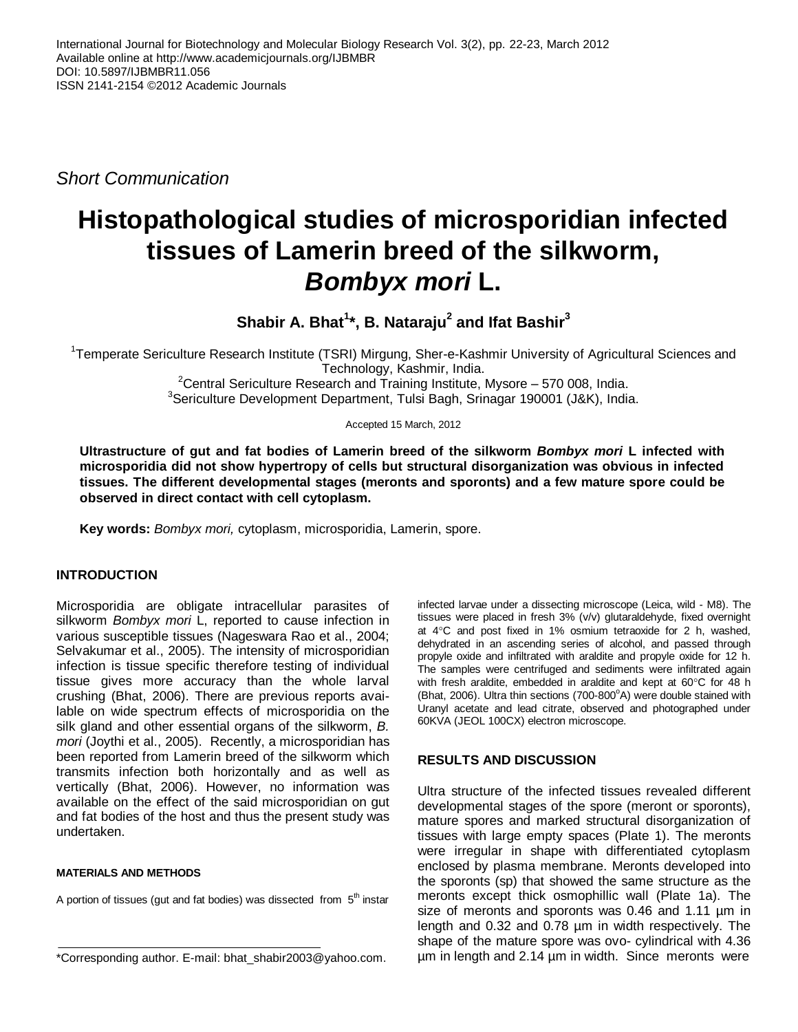*Short Communication*

# Histopathological studies of microsporidian infected tissues of Lamerin breed of the silkworm, *Bombyx mori* L.

**Shabir A. Bhat[1]*, B. Nataraju[2] and Ifat Bashir[3]**

[1]Temperate Sericulture Research Institute (TSRI) Mirgung, Sher-e-Kashmir University of Agricultural Sciences and Technology, Kashmir, India.
[2]Central Sericulture Research and Training Institute, Mysore – 570 008, India.
[3]Sericulture Development Department, Tulsi Bagh, Srinagar 190001 (J&K), India.

Accepted 15 March, 2012

**Ultrastructure of gut and fat bodies of Lamerin breed of the silkworm *Bombyx mori* L infected with microsporidia did not show hypertropy of cells but structural disorganization was obvious in infected tissues. The different developmental stages (meronts and sporonts) and a few mature spore could be observed in direct contact with cell cytoplasm.**

**Key words:** *Bombyx mori,* cytoplasm, microsporidia, Lamerin, spore.

## INTRODUCTION

Microsporidia are obligate intracellular parasites of silkworm *Bombyx mori* L, reported to cause infection in various susceptible tissues (Nageswara Rao et al., 2004; Selvakumar et al., 2005). The intensity of microsporidian infection is tissue specific therefore testing of individual tissue gives more accuracy than the whole larval crushing (Bhat, 2006). There are previous reports available on wide spectrum effects of microsporidia on the silk gland and other essential organs of the silkworm, *B. mori* (Joythi et al., 2005). Recently, a microsporidian has been reported from Lamerin breed of the silkworm which transmits infection both horizontally and as well as vertically (Bhat, 2006). However, no information was available on the effect of the said microsporidian on gut and fat bodies of the host and thus the present study was undertaken.

### MATERIALS AND METHODS

A portion of tissues (gut and fat bodies) was dissected from 5[th] instar infected larvae under a dissecting microscope (Leica, wild - M8). The tissues were placed in fresh 3% (v/v) glutaraldehyde, fixed overnight at 4°C and post fixed in 1% osmium tetraoxide for 2 h, washed, dehydrated in an ascending series of alcohol, and passed through propyle oxide and infiltrated with araldite and propyle oxide for 12 h. The samples were centrifuged and sediments were infiltrated again with fresh araldite, embedded in araldite and kept at 60°C for 48 h (Bhat, 2006). Ultra thin sections (700-800°A) were double stained with Uranyl acetate and lead citrate, observed and photographed under 60KVA (JEOL 100CX) electron microscope.

## RESULTS AND DISCUSSION

Ultra structure of the infected tissues revealed different developmental stages of the spore (meront or sporonts), mature spores and marked structural disorganization of tissues with large empty spaces (Plate 1). The meronts were irregular in shape with differentiated cytoplasm enclosed by plasma membrane. Meronts developed into the sporonts (sp) that showed the same structure as the meronts except thick osmophillic wall (Plate 1a). The size of meronts and sporonts was 0.46 and 1.11 µm in length and 0.32 and 0.78 µm in width respectively. The shape of the mature spore was ovo- cylindrical with 4.36 µm in length and 2.14 µm in width. Since meronts were

*Corresponding author. E-mail: bhat_shabir2003@yahoo.com.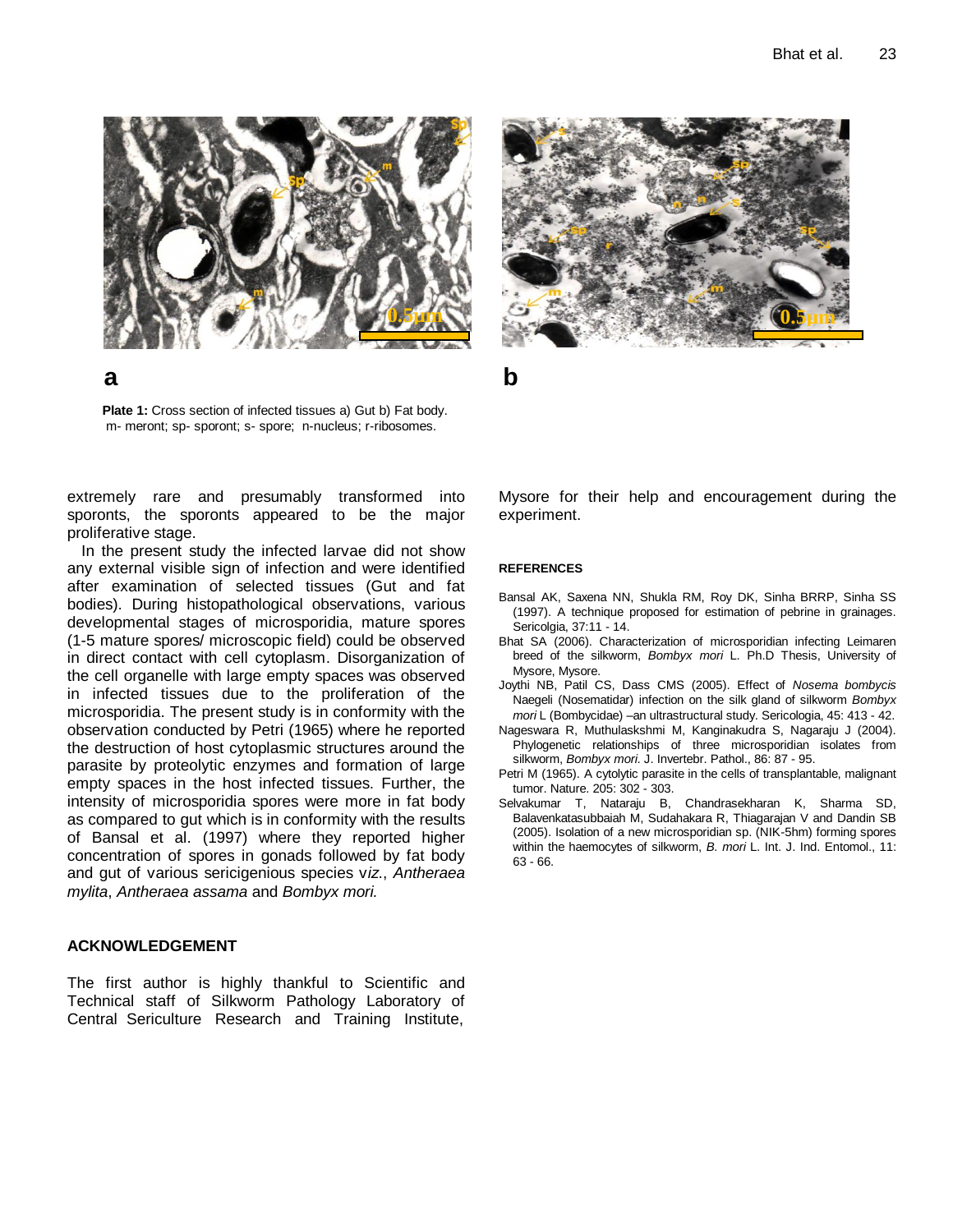a

b

**Plate 1:** Cross section of infected tissues a) Gut b) Fat body. m- meront; sp- sporont; s- spore; n-nucleus; r-ribosomes.

extremely rare and presumably transformed into sporonts, the sporonts appeared to be the major proliferative stage.

In the present study the infected larvae did not show any external visible sign of infection and were identified after examination of selected tissues (Gut and fat bodies). During histopathological observations, various developmental stages of microsporidia, mature spores (1-5 mature spores/ microscopic field) could be observed in direct contact with cell cytoplasm. Disorganization of the cell organelle with large empty spaces was observed in infected tissues due to the proliferation of the microsporidia. The present study is in conformity with the observation conducted by Petri (1965) where he reported the destruction of host cytoplasmic structures around the parasite by proteolytic enzymes and formation of large empty spaces in the host infected tissues. Further, the intensity of microsporidia spores were more in fat body as compared to gut which is in conformity with the results of Bansal et al. (1997) where they reported higher concentration of spores in gonads followed by fat body and gut of various sericigenious species v*iz.*, *Antheraea mylita*, *Antheraea assama* and *Bombyx mori.*

## ACKNOWLEDGEMENT

The first author is highly thankful to Scientific and Technical staff of Silkworm Pathology Laboratory of Central Sericulture Research and Training Institute, Mysore for their help and encouragement during the experiment.

## REFERENCES

Bansal AK, Saxena NN, Shukla RM, Roy DK, Sinha BRRP, Sinha SS (1997). A technique proposed for estimation of pebrine in grainages. Sericolgia, 37:11 - 14.

Bhat SA (2006). Characterization of microsporidian infecting Leimaren breed of the silkworm, *Bombyx mori* L. Ph.D Thesis, University of Mysore, Mysore.

Joythi NB, Patil CS, Dass CMS (2005). Effect of *Nosema bombycis* Naegeli (Nosematidar) infection on the silk gland of silkworm *Bombyx mori* L (Bombycidae) –an ultrastructural study. Sericologia, 45: 413 - 42.

Nageswara R, Muthulaskshmi M, Kanginakudra S, Nagaraju J (2004). Phylogenetic relationships of three microsporidian isolates from silkworm, *Bombyx mori.* J. Invertebr. Pathol., 86: 87 - 95.

Petri M (1965). A cytolytic parasite in the cells of transplantable, malignant tumor. Nature. 205: 302 - 303.

Selvakumar T, Nataraju B, Chandrasekharan K, Sharma SD, Balavenkatasubbaiah M, Sudahakara R, Thiagarajan V and Dandin SB (2005). Isolation of a new microsporidian sp. (NIK-5hm) forming spores within the haemocytes of silkworm, *B. mori* L. Int. J. Ind. Entomol., 11: 63 - 66.